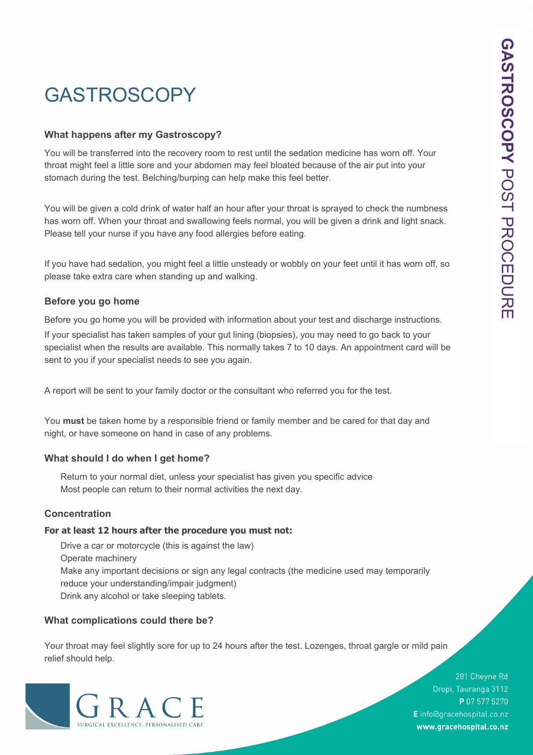# GASTROSCOPY

### What happens after my Gastroscopy?

You will be transferred into the recovery room to rest until the sedation medicine has worn off. Your throat might feel a little sore and your abdomen may feel bloated because of the air put into your stomach during the test. Belching/burping can help make this feel better.

You will be given a cold drink of water half an hour after your throat is sprayed to check the numbness has worn off. When your throat and swallowing feels normal, you will be given a drink and light snack. Please tell your nurse if you have any food allergies before eating.

If you have had sedation, you might feel a little unsteady or wobbly on your feet until it has worn off, so please take extra care when standing up and walking.

### Before you go home

Before you go home you will be provided with information about your test and discharge instructions.

If your specialist has taken samples of your gut lining (biopsies), you may need to go back to your specialist when the results are available. This normally takes 7 to 10 days. An appointment card will be sent to you if your specialist needs to see you again.

A report will be sent to your family doctor or the consultant who referred you for the test.

You **must** be taken home by a responsible friend or family member and be cared for that day and night, or have someone on hand in case of any problems.

### What should I do when I get home?

- Return to your normal diet, unless your specialist has given you specific advice
- Most people can return to their normal activities the next day.

### Concentration

**For at least 12 hours after the procedure you must not:**

- Drive a car or motorcycle (this is against the law)
- Operate machinery
- Make any important decisions or sign any legal contracts (the medicine used may temporarily reduce your understanding/impair judgment)
- Drink any alcohol or take sleeping tablets.

### What complications could there be?

Your throat may feel slightly sore for up to 24 hours after the test. Lozenges, throat gargle or mild pain relief should help.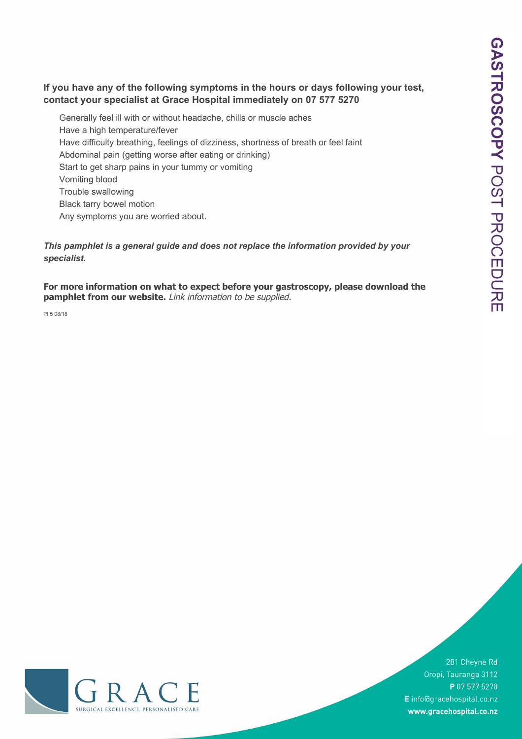**If you have any of the following symptoms in the hours or days following your test, contact your specialist at Grace Hospital immediately on 07 577 5270**

- Generally feel ill with or without headache, chills or muscle aches
- Have a high temperature/fever
- Have difficulty breathing, feelings of dizziness, shortness of breath or feel faint
- Abdominal pain (getting worse after eating or drinking)
- Start to get sharp pains in your tummy or vomiting
- Vomiting blood
- Trouble swallowing
- Black tarry bowel motion
- Any symptoms you are worried about.

***This pamphlet is a general guide and does not replace the information provided by your specialist.***

**For more information on what to expect before your gastroscopy, please download the pamphlet from our website.** *Link information to be supplied.*

PI 5 08/18

GRACE
SURGICAL EXCELLENCE. PERSONALISED CARE

281 Cheyne Rd
Oropi, Tauranga 3112
**P** 07 577 5270
**E** info@gracehospital.co.nz
**www.gracehospital.co.nz**